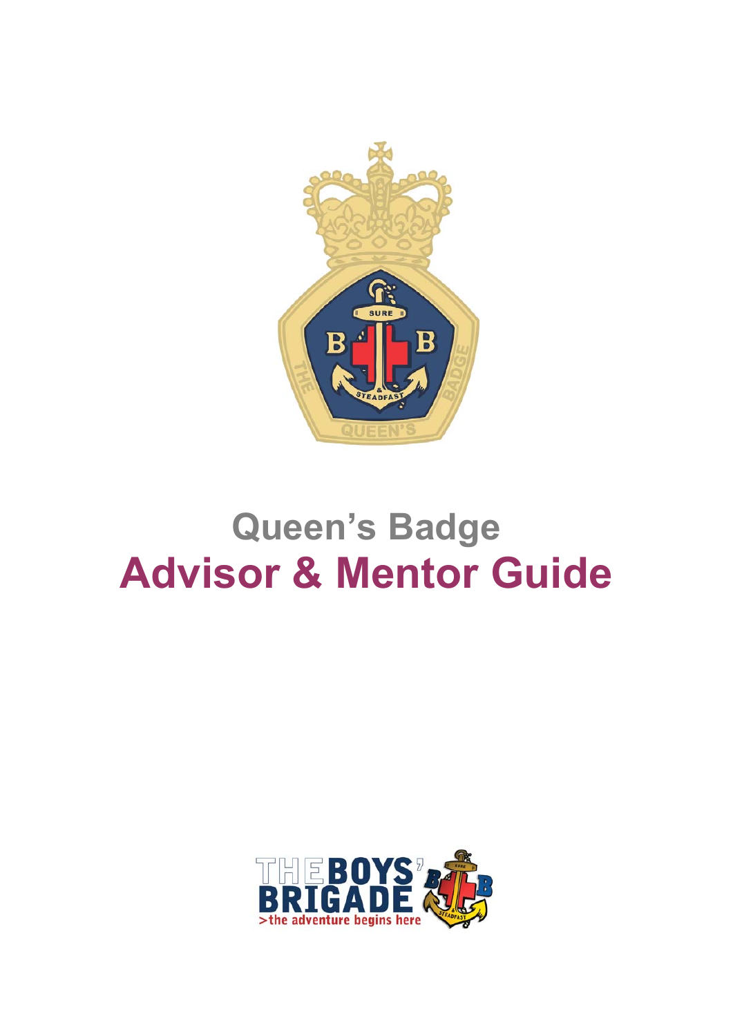# Queen's Badge

# Advisor & Mentor Guide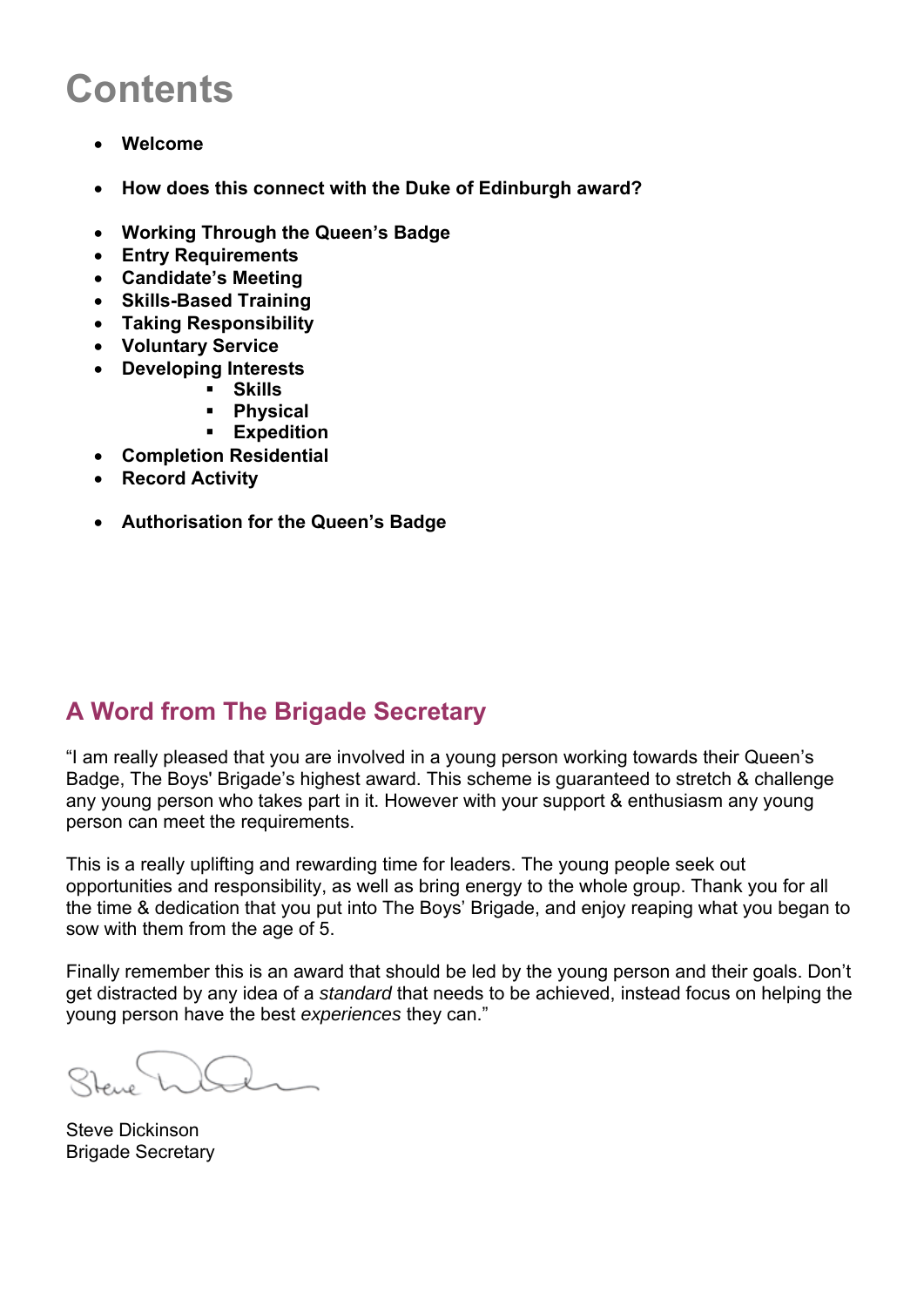# Contents

- **Welcome**

- **How does this connect with the Duke of Edinburgh award?**

- **Working Through the Queen's Badge**
- **Entry Requirements**
- **Candidate's Meeting**
- **Skills-Based Training**
- **Taking Responsibility**
- **Voluntary Service**
- **Developing Interests**
  - **Skills**
  - **Physical**
  - **Expedition**
- **Completion Residential**
- **Record Activity**

- **Authorisation for the Queen's Badge**

## A Word from The Brigade Secretary

"I am really pleased that you are involved in a young person working towards their Queen's Badge, The Boys' Brigade's highest award. This scheme is guaranteed to stretch & challenge any young person who takes part in it. However with your support & enthusiasm any young person can meet the requirements.

This is a really uplifting and rewarding time for leaders. The young people seek out opportunities and responsibility, as well as bring energy to the whole group. Thank you for all the time & dedication that you put into The Boys' Brigade, and enjoy reaping what you began to sow with them from the age of 5.

Finally remember this is an award that should be led by the young person and their goals. Don't get distracted by any idea of a *standard* that needs to be achieved, instead focus on helping the young person have the best *experiences* they can."

Steve Dickinson
Brigade Secretary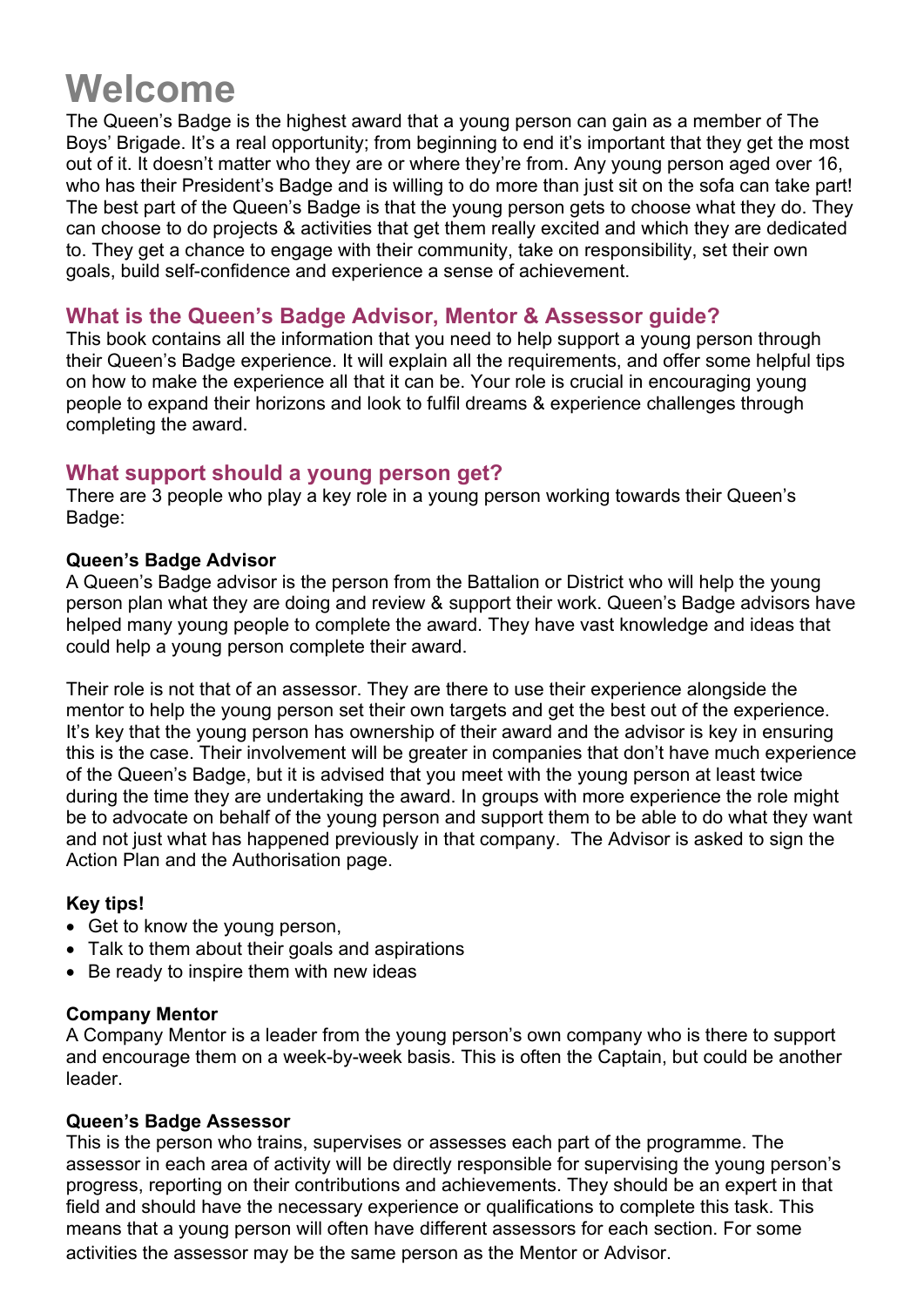# Welcome

The Queen's Badge is the highest award that a young person can gain as a member of The Boys' Brigade. It's a real opportunity; from beginning to end it's important that they get the most out of it. It doesn't matter who they are or where they're from. Any young person aged over 16, who has their President's Badge and is willing to do more than just sit on the sofa can take part! The best part of the Queen's Badge is that the young person gets to choose what they do. They can choose to do projects & activities that get them really excited and which they are dedicated to. They get a chance to engage with their community, take on responsibility, set their own goals, build self-confidence and experience a sense of achievement.

## What is the Queen's Badge Advisor, Mentor & Assessor guide?

This book contains all the information that you need to help support a young person through their Queen's Badge experience. It will explain all the requirements, and offer some helpful tips on how to make the experience all that it can be. Your role is crucial in encouraging young people to expand their horizons and look to fulfil dreams & experience challenges through completing the award.

## What support should a young person get?

There are 3 people who play a key role in a young person working towards their Queen's Badge:

**Queen's Badge Advisor**

A Queen's Badge advisor is the person from the Battalion or District who will help the young person plan what they are doing and review & support their work. Queen's Badge advisors have helped many young people to complete the award. They have vast knowledge and ideas that could help a young person complete their award.

Their role is not that of an assessor. They are there to use their experience alongside the mentor to help the young person set their own targets and get the best out of the experience. It's key that the young person has ownership of their award and the advisor is key in ensuring this is the case. Their involvement will be greater in companies that don't have much experience of the Queen's Badge, but it is advised that you meet with the young person at least twice during the time they are undertaking the award. In groups with more experience the role might be to advocate on behalf of the young person and support them to be able to do what they want and not just what has happened previously in that company. The Advisor is asked to sign the Action Plan and the Authorisation page.

**Key tips!**

- Get to know the young person,
- Talk to them about their goals and aspirations
- Be ready to inspire them with new ideas

**Company Mentor**

A Company Mentor is a leader from the young person's own company who is there to support and encourage them on a week-by-week basis. This is often the Captain, but could be another leader.

**Queen's Badge Assessor**

This is the person who trains, supervises or assesses each part of the programme. The assessor in each area of activity will be directly responsible for supervising the young person's progress, reporting on their contributions and achievements. They should be an expert in that field and should have the necessary experience or qualifications to complete this task. This means that a young person will often have different assessors for each section. For some activities the assessor may be the same person as the Mentor or Advisor.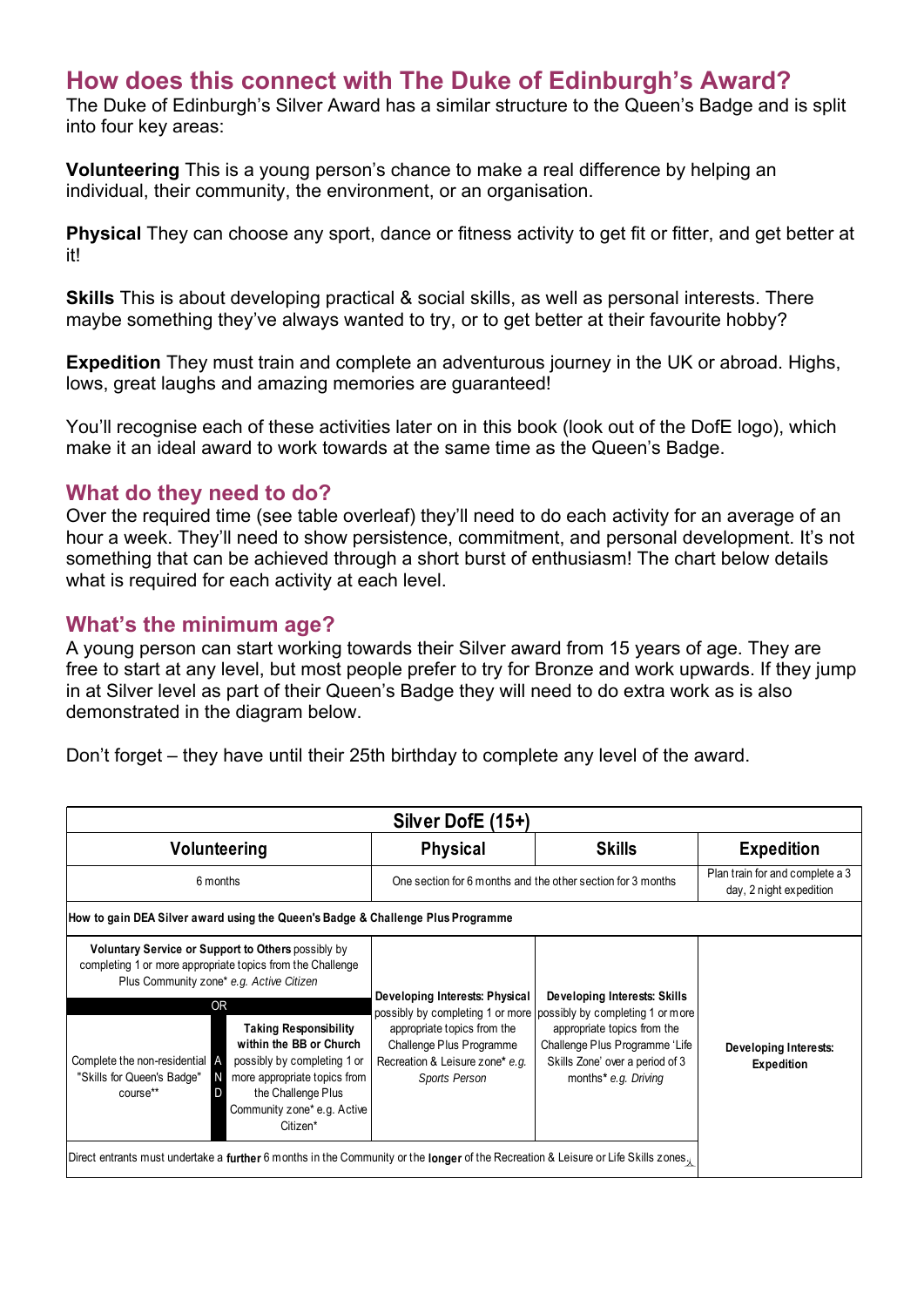## How does this connect with The Duke of Edinburgh's Award?

The Duke of Edinburgh's Silver Award has a similar structure to the Queen's Badge and is split into four key areas:

**Volunteering** This is a young person's chance to make a real difference by helping an individual, their community, the environment, or an organisation.

**Physical** They can choose any sport, dance or fitness activity to get fit or fitter, and get better at it!

**Skills** This is about developing practical & social skills, as well as personal interests. There maybe something they've always wanted to try, or to get better at their favourite hobby?

**Expedition** They must train and complete an adventurous journey in the UK or abroad. Highs, lows, great laughs and amazing memories are guaranteed!

You'll recognise each of these activities later on in this book (look out of the DofE logo), which make it an ideal award to work towards at the same time as the Queen's Badge.

### What do they need to do?

Over the required time (see table overleaf) they'll need to do each activity for an average of an hour a week. They'll need to show persistence, commitment, and personal development. It's not something that can be achieved through a short burst of enthusiasm! The chart below details what is required for each activity at each level.

### What's the minimum age?

A young person can start working towards their Silver award from 15 years of age. They are free to start at any level, but most people prefer to try for Bronze and work upwards. If they jump in at Silver level as part of their Queen's Badge they will need to do extra work as is also demonstrated in the diagram below.

Don't forget – they have until their 25th birthday to complete any level of the award.

| Silver DofE (15+) | | | |
|---|---|---|---|
| **Volunteering** | **Physical** | **Skills** | **Expedition** |
| 6 months | One section for 6 months and the other section for 3 months | | Plan train for and complete a 3 day, 2 night expedition |
| **How to gain DEA Silver award using the Queen's Badge & Challenge Plus Programme** | | | |
| **Voluntary Service or Support to Others** possibly by completing 1 or more appropriate topics from the Challenge Plus Community zone* *e.g. Active Citizen*<br>OR<br>Complete the non-residential "Skills for Queen's Badge" course** AND **Taking Responsibility within the BB or Church** possibly by completing 1 or more appropriate topics from the Challenge Plus Community zone* e.g. Active Citizen* | **Developing Interests: Physical** possibly by completing 1 or more appropriate topics from the Challenge Plus Programme Recreation & Leisure zone* *e.g. Sports Person* | **Developing Interests: Skills** possibly by completing 1 or more appropriate topics from the Challenge Plus Programme 'Life Skills Zone' over a period of 3 months* *e.g. Driving* | **Developing Interests: Expedition** |
| Direct entrants must undertake a **further** 6 months in the Community or the **longer** of the Recreation & Leisure or Life Skills zones. | | | |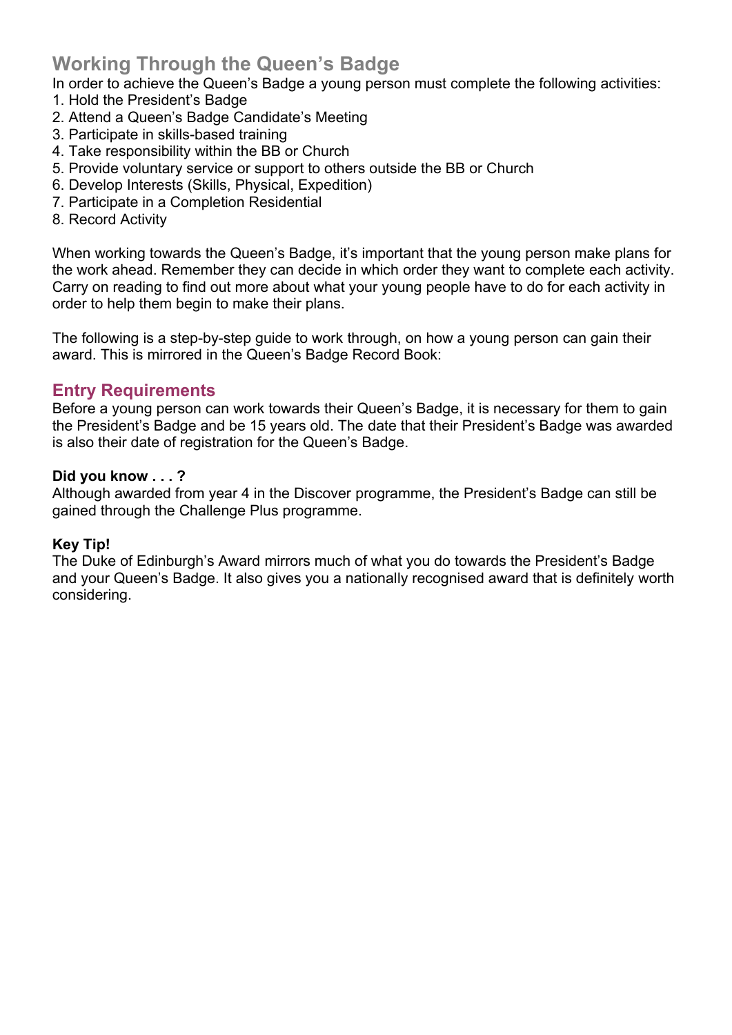## Working Through the Queen's Badge

In order to achieve the Queen's Badge a young person must complete the following activities:

1. Hold the President's Badge
2. Attend a Queen's Badge Candidate's Meeting
3. Participate in skills-based training
4. Take responsibility within the BB or Church
5. Provide voluntary service or support to others outside the BB or Church
6. Develop Interests (Skills, Physical, Expedition)
7. Participate in a Completion Residential
8. Record Activity

When working towards the Queen's Badge, it's important that the young person make plans for the work ahead. Remember they can decide in which order they want to complete each activity. Carry on reading to find out more about what your young people have to do for each activity in order to help them begin to make their plans.

The following is a step-by-step guide to work through, on how a young person can gain their award. This is mirrored in the Queen's Badge Record Book:

### Entry Requirements

Before a young person can work towards their Queen's Badge, it is necessary for them to gain the President's Badge and be 15 years old. The date that their President's Badge was awarded is also their date of registration for the Queen's Badge.

**Did you know . . . ?**
Although awarded from year 4 in the Discover programme, the President's Badge can still be gained through the Challenge Plus programme.

**Key Tip!**
The Duke of Edinburgh's Award mirrors much of what you do towards the President's Badge and your Queen's Badge. It also gives you a nationally recognised award that is definitely worth considering.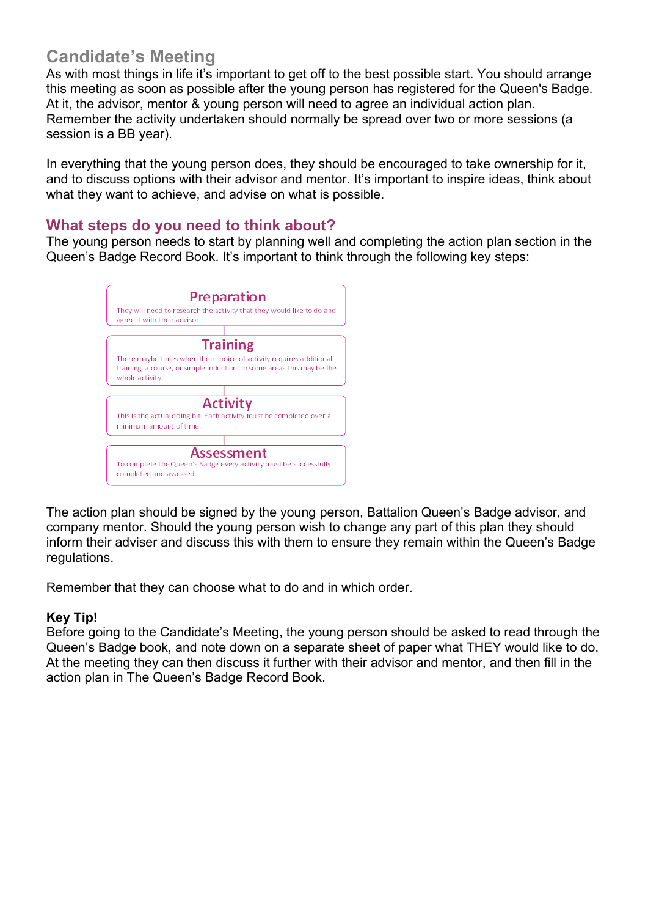## Candidate's Meeting

As with most things in life it's important to get off to the best possible start. You should arrange this meeting as soon as possible after the young person has registered for the Queen's Badge. At it, the advisor, mentor & young person will need to agree an individual action plan. Remember the activity undertaken should normally be spread over two or more sessions (a session is a BB year).

In everything that the young person does, they should be encouraged to take ownership for it, and to discuss options with their advisor and mentor. It's important to inspire ideas, think about what they want to achieve, and advise on what is possible.

### What steps do you need to think about?

The young person needs to start by planning well and completing the action plan section in the Queen's Badge Record Book. It's important to think through the following key steps:

**Preparation**
They will need to research the activity that they would like to do and agree it with their advisor.

**Training**
There maybe times when their choice of activity requires additional training, a course, or simple induction. In some areas this may be the whole activity.

**Activity**
This is the actual doing bit. Each activity must be completed over a minimum amount of time.

**Assessment**
To complete the Queen's Badge every activity must be successfully completed and assessed.

The action plan should be signed by the young person, Battalion Queen's Badge advisor, and company mentor. Should the young person wish to change any part of this plan they should inform their adviser and discuss this with them to ensure they remain within the Queen's Badge regulations.

Remember that they can choose what to do and in which order.

**Key Tip!**

Before going to the Candidate's Meeting, the young person should be asked to read through the Queen's Badge book, and note down on a separate sheet of paper what THEY would like to do. At the meeting they can then discuss it further with their advisor and mentor, and then fill in the action plan in The Queen's Badge Record Book.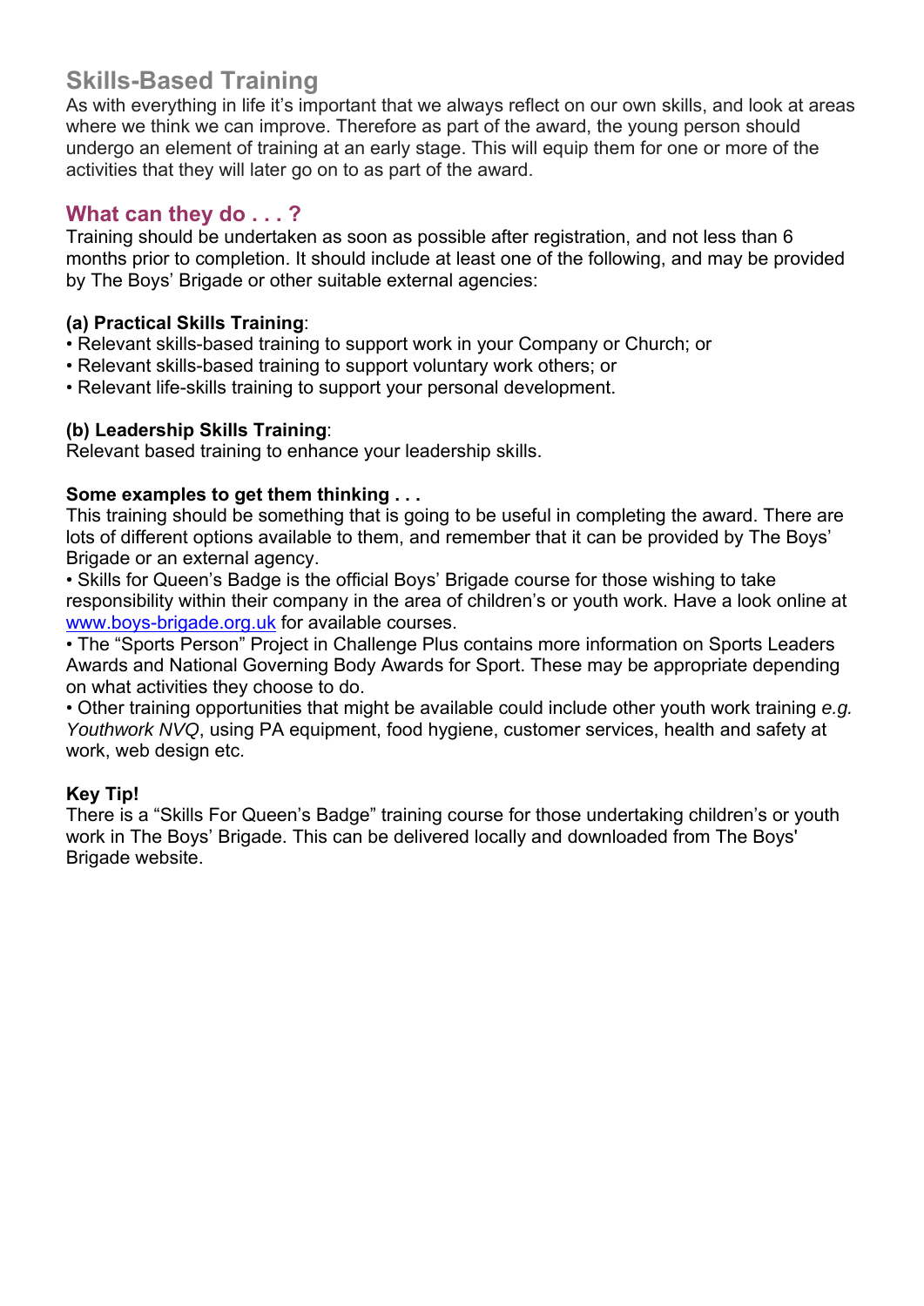## Skills-Based Training

As with everything in life it's important that we always reflect on our own skills, and look at areas where we think we can improve. Therefore as part of the award, the young person should undergo an element of training at an early stage. This will equip them for one or more of the activities that they will later go on to as part of the award.

### What can they do . . . ?

Training should be undertaken as soon as possible after registration, and not less than 6 months prior to completion. It should include at least one of the following, and may be provided by The Boys' Brigade or other suitable external agencies:

**(a) Practical Skills Training**:

- Relevant skills-based training to support work in your Company or Church; or
- Relevant skills-based training to support voluntary work others; or
- Relevant life-skills training to support your personal development.

**(b) Leadership Skills Training**:

Relevant based training to enhance your leadership skills.

**Some examples to get them thinking . . .**

This training should be something that is going to be useful in completing the award. There are lots of different options available to them, and remember that it can be provided by The Boys' Brigade or an external agency.

- Skills for Queen's Badge is the official Boys' Brigade course for those wishing to take responsibility within their company in the area of children's or youth work. Have a look online at [www.boys-brigade.org.uk](http://www.boys-brigade.org.uk) for available courses.
- The "Sports Person" Project in Challenge Plus contains more information on Sports Leaders Awards and National Governing Body Awards for Sport. These may be appropriate depending on what activities they choose to do.
- Other training opportunities that might be available could include other youth work training *e.g. Youthwork NVQ*, using PA equipment, food hygiene, customer services, health and safety at work, web design etc.

**Key Tip!**

There is a "Skills For Queen's Badge" training course for those undertaking children's or youth work in The Boys' Brigade. This can be delivered locally and downloaded from The Boys' Brigade website.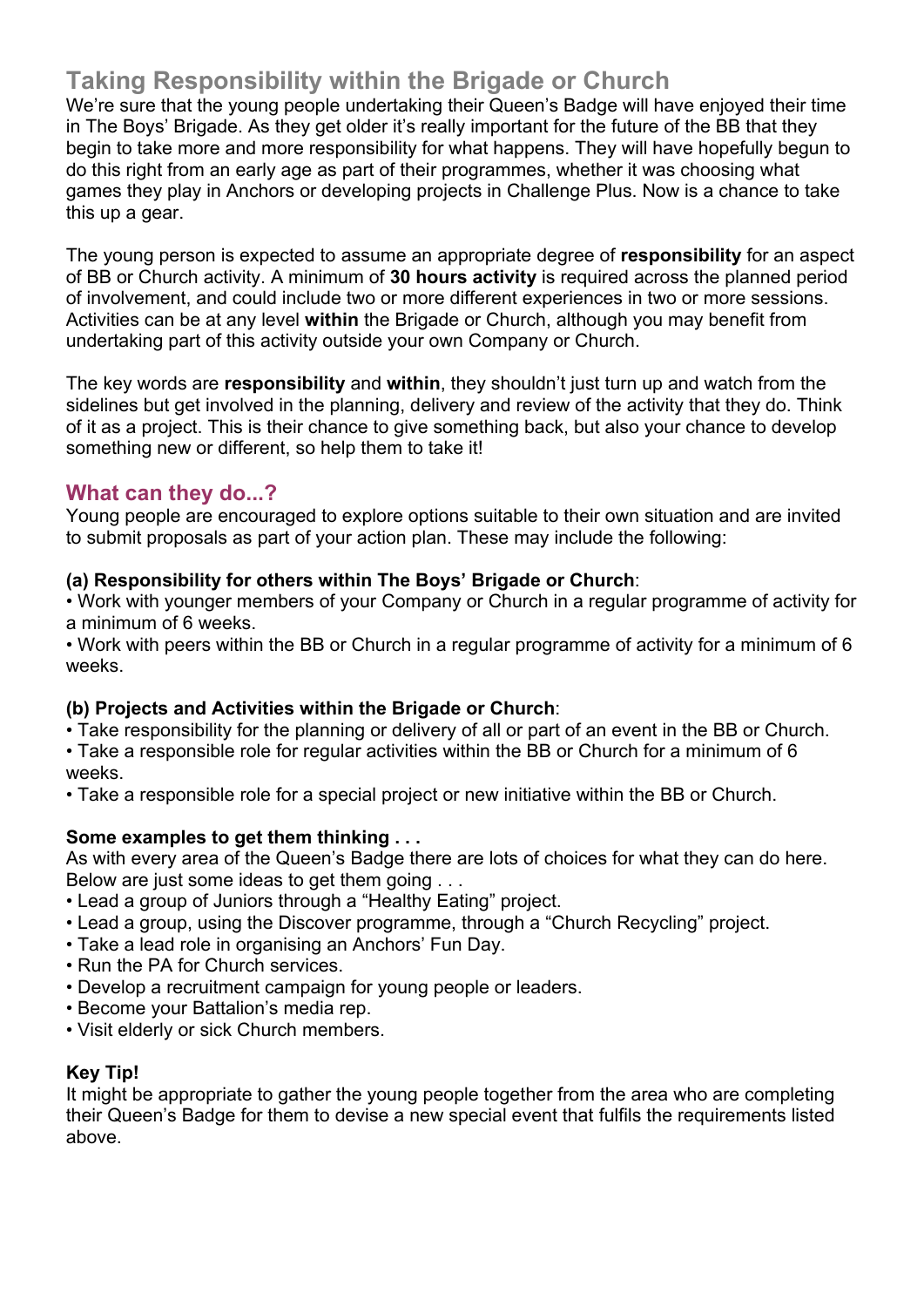## Taking Responsibility within the Brigade or Church

We're sure that the young people undertaking their Queen's Badge will have enjoyed their time in The Boys' Brigade. As they get older it's really important for the future of the BB that they begin to take more and more responsibility for what happens. They will have hopefully begun to do this right from an early age as part of their programmes, whether it was choosing what games they play in Anchors or developing projects in Challenge Plus. Now is a chance to take this up a gear.

The young person is expected to assume an appropriate degree of **responsibility** for an aspect of BB or Church activity. A minimum of **30 hours activity** is required across the planned period of involvement, and could include two or more different experiences in two or more sessions. Activities can be at any level **within** the Brigade or Church, although you may benefit from undertaking part of this activity outside your own Company or Church.

The key words are **responsibility** and **within**, they shouldn't just turn up and watch from the sidelines but get involved in the planning, delivery and review of the activity that they do. Think of it as a project. This is their chance to give something back, but also your chance to develop something new or different, so help them to take it!

### What can they do...?

Young people are encouraged to explore options suitable to their own situation and are invited to submit proposals as part of your action plan. These may include the following:

**(a) Responsibility for others within The Boys' Brigade or Church**:

- Work with younger members of your Company or Church in a regular programme of activity for a minimum of 6 weeks.
- Work with peers within the BB or Church in a regular programme of activity for a minimum of 6 weeks.

**(b) Projects and Activities within the Brigade or Church**:

- Take responsibility for the planning or delivery of all or part of an event in the BB or Church.
- Take a responsible role for regular activities within the BB or Church for a minimum of 6 weeks.
- Take a responsible role for a special project or new initiative within the BB or Church.

**Some examples to get them thinking . . .**

As with every area of the Queen's Badge there are lots of choices for what they can do here. Below are just some ideas to get them going . . .

- Lead a group of Juniors through a "Healthy Eating" project.
- Lead a group, using the Discover programme, through a "Church Recycling" project.
- Take a lead role in organising an Anchors' Fun Day.
- Run the PA for Church services.
- Develop a recruitment campaign for young people or leaders.
- Become your Battalion's media rep.
- Visit elderly or sick Church members.

**Key Tip!**

It might be appropriate to gather the young people together from the area who are completing their Queen's Badge for them to devise a new special event that fulfils the requirements listed above.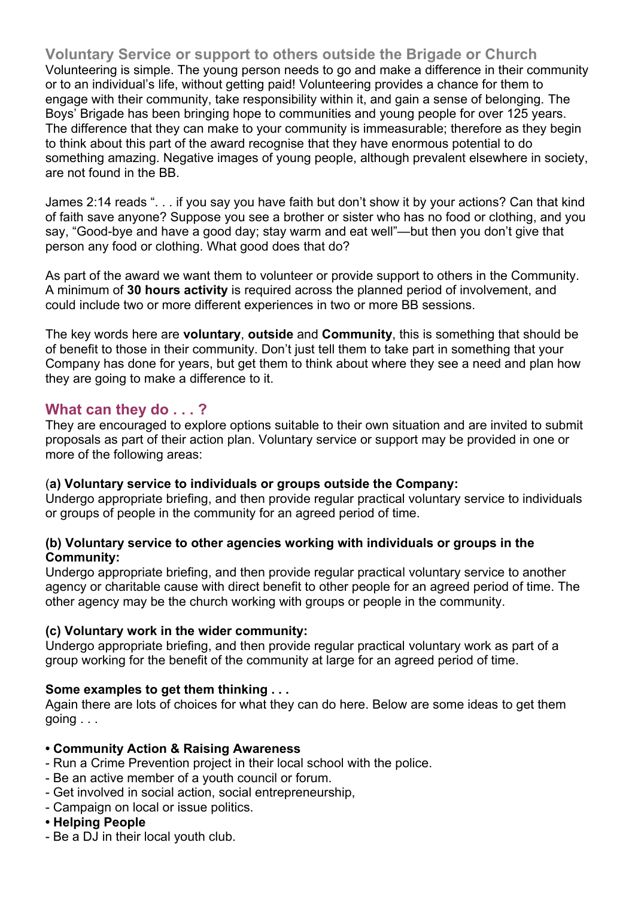## Voluntary Service or support to others outside the Brigade or Church

Volunteering is simple. The young person needs to go and make a difference in their community or to an individual's life, without getting paid! Volunteering provides a chance for them to engage with their community, take responsibility within it, and gain a sense of belonging. The Boys' Brigade has been bringing hope to communities and young people for over 125 years. The difference that they can make to your community is immeasurable; therefore as they begin to think about this part of the award recognise that they have enormous potential to do something amazing. Negative images of young people, although prevalent elsewhere in society, are not found in the BB.

James 2:14 reads ". . . if you say you have faith but don't show it by your actions? Can that kind of faith save anyone? Suppose you see a brother or sister who has no food or clothing, and you say, "Good-bye and have a good day; stay warm and eat well"—but then you don't give that person any food or clothing. What good does that do?

As part of the award we want them to volunteer or provide support to others in the Community. A minimum of **30 hours activity** is required across the planned period of involvement, and could include two or more different experiences in two or more BB sessions.

The key words here are **voluntary**, **outside** and **Community**, this is something that should be of benefit to those in their community. Don't just tell them to take part in something that your Company has done for years, but get them to think about where they see a need and plan how they are going to make a difference to it.

## What can they do . . . ?

They are encouraged to explore options suitable to their own situation and are invited to submit proposals as part of their action plan. Voluntary service or support may be provided in one or more of the following areas:

**(a) Voluntary service to individuals or groups outside the Company:**
Undergo appropriate briefing, and then provide regular practical voluntary service to individuals or groups of people in the community for an agreed period of time.

**(b) Voluntary service to other agencies working with individuals or groups in the Community:**
Undergo appropriate briefing, and then provide regular practical voluntary service to another agency or charitable cause with direct benefit to other people for an agreed period of time. The other agency may be the church working with groups or people in the community.

**(c) Voluntary work in the wider community:**
Undergo appropriate briefing, and then provide regular practical voluntary work as part of a group working for the benefit of the community at large for an agreed period of time.

**Some examples to get them thinking . . .**
Again there are lots of choices for what they can do here. Below are some ideas to get them going . . .

**• Community Action & Raising Awareness**
- Run a Crime Prevention project in their local school with the police.
- Be an active member of a youth council or forum.
- Get involved in social action, social entrepreneurship,
- Campaign on local or issue politics.

**• Helping People**
- Be a DJ in their local youth club.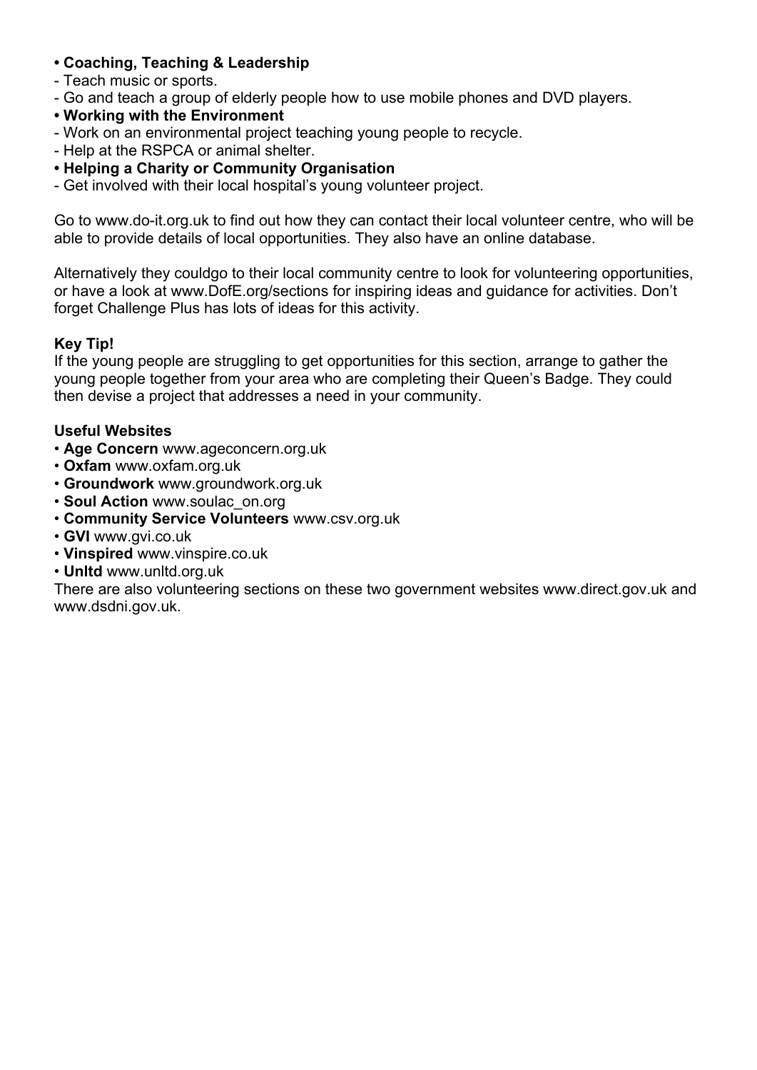- **Coaching, Teaching & Leadership**
- Teach music or sports.
- Go and teach a group of elderly people how to use mobile phones and DVD players.
- **Working with the Environment**
- Work on an environmental project teaching young people to recycle.
- Help at the RSPCA or animal shelter.
- **Helping a Charity or Community Organisation**
- Get involved with their local hospital's young volunteer project.

Go to www.do-it.org.uk to find out how they can contact their local volunteer centre, who will be able to provide details of local opportunities. They also have an online database.

Alternatively they couldgo to their local community centre to look for volunteering opportunities, or have a look at www.DofE.org/sections for inspiring ideas and guidance for activities. Don't forget Challenge Plus has lots of ideas for this activity.

**Key Tip!**

If the young people are struggling to get opportunities for this section, arrange to gather the young people together from your area who are completing their Queen's Badge. They could then devise a project that addresses a need in your community.

**Useful Websites**

- **Age Concern** www.ageconcern.org.uk
- **Oxfam** www.oxfam.org.uk
- **Groundwork** www.groundwork.org.uk
- **Soul Action** www.soulac_on.org
- **Community Service Volunteers** www.csv.org.uk
- **GVI** www.gvi.co.uk
- **Vinspired** www.vinspire.co.uk
- **Unltd** www.unltd.org.uk

There are also volunteering sections on these two government websites www.direct.gov.uk and www.dsdni.gov.uk.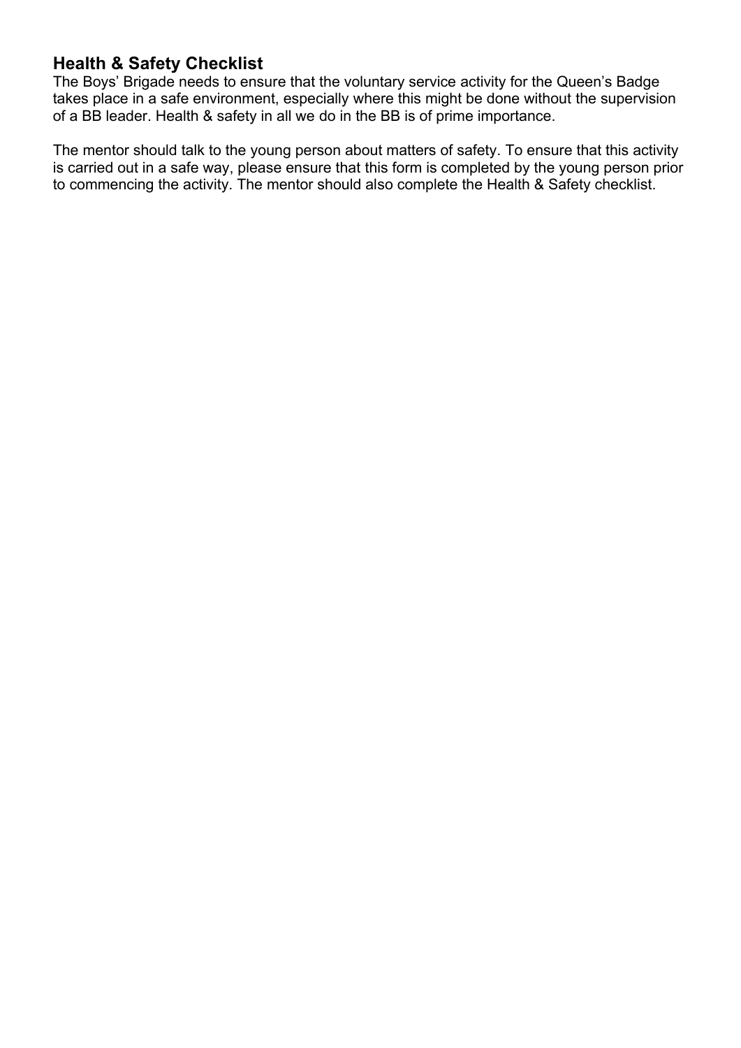## Health & Safety Checklist

The Boys' Brigade needs to ensure that the voluntary service activity for the Queen's Badge takes place in a safe environment, especially where this might be done without the supervision of a BB leader. Health & safety in all we do in the BB is of prime importance.

The mentor should talk to the young person about matters of safety. To ensure that this activity is carried out in a safe way, please ensure that this form is completed by the young person prior to commencing the activity. The mentor should also complete the Health & Safety checklist.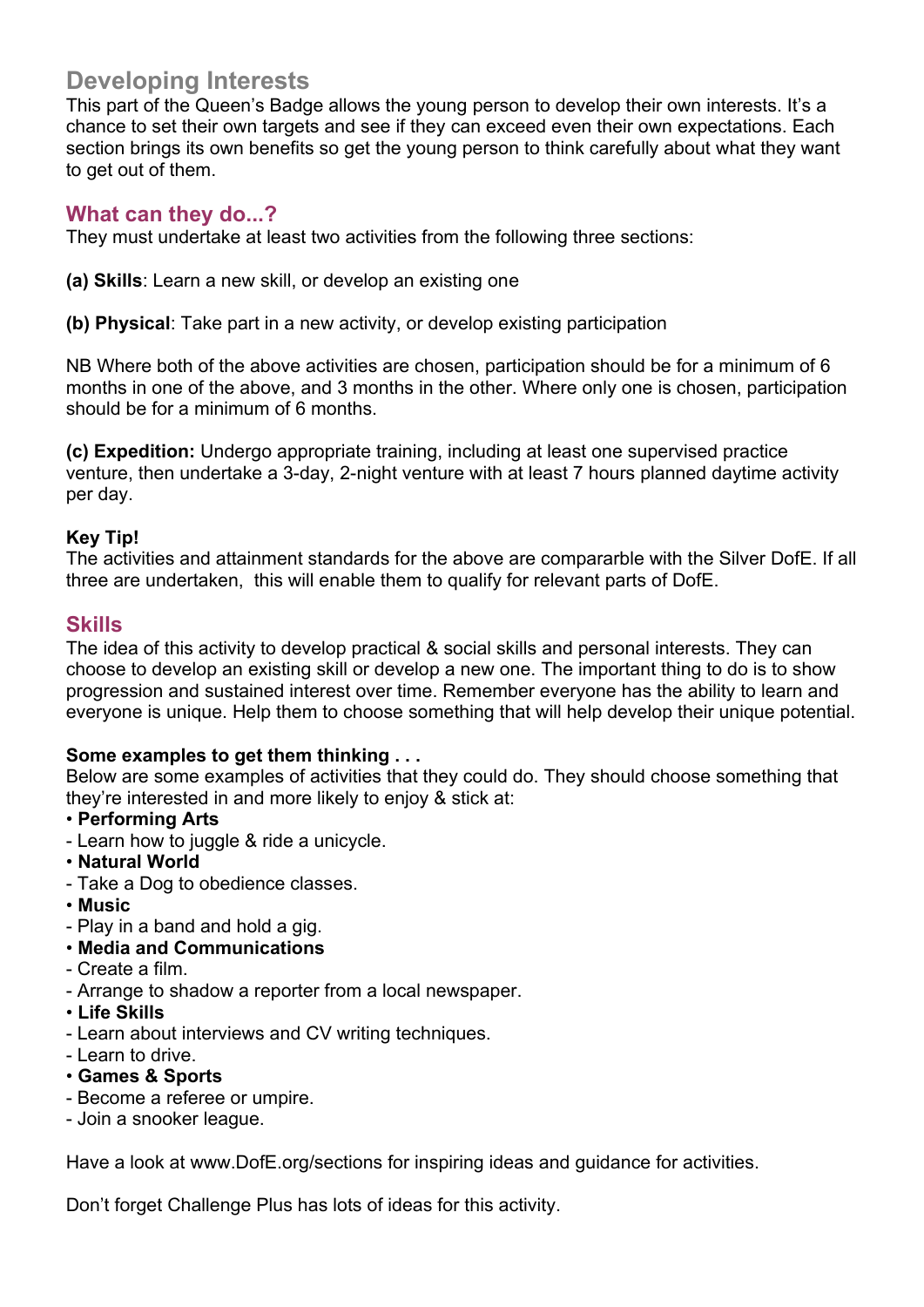## Developing Interests

This part of the Queen's Badge allows the young person to develop their own interests. It's a chance to set their own targets and see if they can exceed even their own expectations. Each section brings its own benefits so get the young person to think carefully about what they want to get out of them.

### What can they do...?

They must undertake at least two activities from the following three sections:

**(a) Skills**: Learn a new skill, or develop an existing one

**(b) Physical**: Take part in a new activity, or develop existing participation

NB Where both of the above activities are chosen, participation should be for a minimum of 6 months in one of the above, and 3 months in the other. Where only one is chosen, participation should be for a minimum of 6 months.

**(c) Expedition:** Undergo appropriate training, including at least one supervised practice venture, then undertake a 3-day, 2-night venture with at least 7 hours planned daytime activity per day.

**Key Tip!**

The activities and attainment standards for the above are comparable with the Silver DofE. If all three are undertaken, this will enable them to qualify for relevant parts of DofE.

### Skills

The idea of this activity to develop practical & social skills and personal interests. They can choose to develop an existing skill or develop a new one. The important thing to do is to show progression and sustained interest over time. Remember everyone has the ability to learn and everyone is unique. Help them to choose something that will help develop their unique potential.

**Some examples to get them thinking . . .**

Below are some examples of activities that they could do. They should choose something that they're interested in and more likely to enjoy & stick at:

- **Performing Arts**
  - Learn how to juggle & ride a unicycle.
- **Natural World**
  - Take a Dog to obedience classes.
- **Music**
  - Play in a band and hold a gig.
- **Media and Communications**
  - Create a film.
  - Arrange to shadow a reporter from a local newspaper.
- **Life Skills**
  - Learn about interviews and CV writing techniques.
  - Learn to drive.
- **Games & Sports**
  - Become a referee or umpire.
  - Join a snooker league.

Have a look at www.DofE.org/sections for inspiring ideas and guidance for activities.

Don't forget Challenge Plus has lots of ideas for this activity.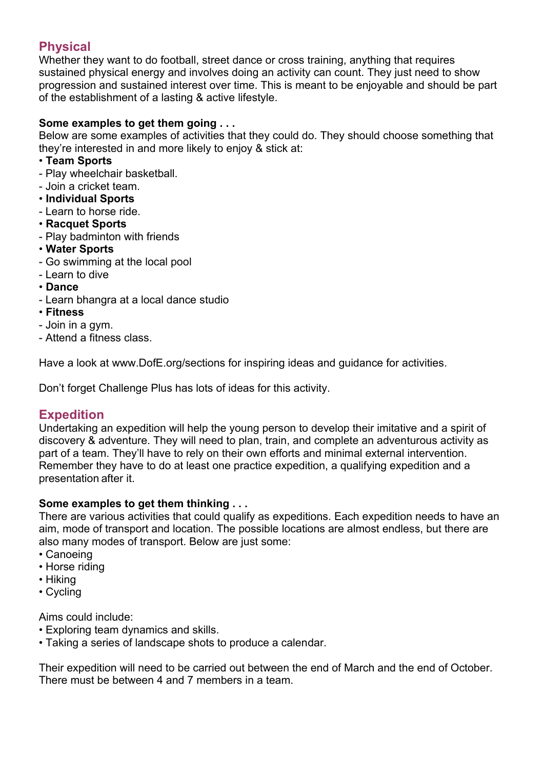## Physical

Whether they want to do football, street dance or cross training, anything that requires sustained physical energy and involves doing an activity can count. They just need to show progression and sustained interest over time. This is meant to be enjoyable and should be part of the establishment of a lasting & active lifestyle.

**Some examples to get them going . . .**

Below are some examples of activities that they could do. They should choose something that they're interested in and more likely to enjoy & stick at:

- **Team Sports**
  - Play wheelchair basketball.
  - Join a cricket team.
- **Individual Sports**
  - Learn to horse ride.
- **Racquet Sports**
  - Play badminton with friends
- **Water Sports**
  - Go swimming at the local pool
  - Learn to dive
- **Dance**
  - Learn bhangra at a local dance studio
- **Fitness**
  - Join in a gym.
  - Attend a fitness class.

Have a look at www.DofE.org/sections for inspiring ideas and guidance for activities.

Don't forget Challenge Plus has lots of ideas for this activity.

## Expedition

Undertaking an expedition will help the young person to develop their imitative and a spirit of discovery & adventure. They will need to plan, train, and complete an adventurous activity as part of a team. They'll have to rely on their own efforts and minimal external intervention. Remember they have to do at least one practice expedition, a qualifying expedition and a presentation after it.

**Some examples to get them thinking . . .**

There are various activities that could qualify as expeditions. Each expedition needs to have an aim, mode of transport and location. The possible locations are almost endless, but there are also many modes of transport. Below are just some:

- Canoeing
- Horse riding
- Hiking
- Cycling

Aims could include:

- Exploring team dynamics and skills.
- Taking a series of landscape shots to produce a calendar.

Their expedition will need to be carried out between the end of March and the end of October. There must be between 4 and 7 members in a team.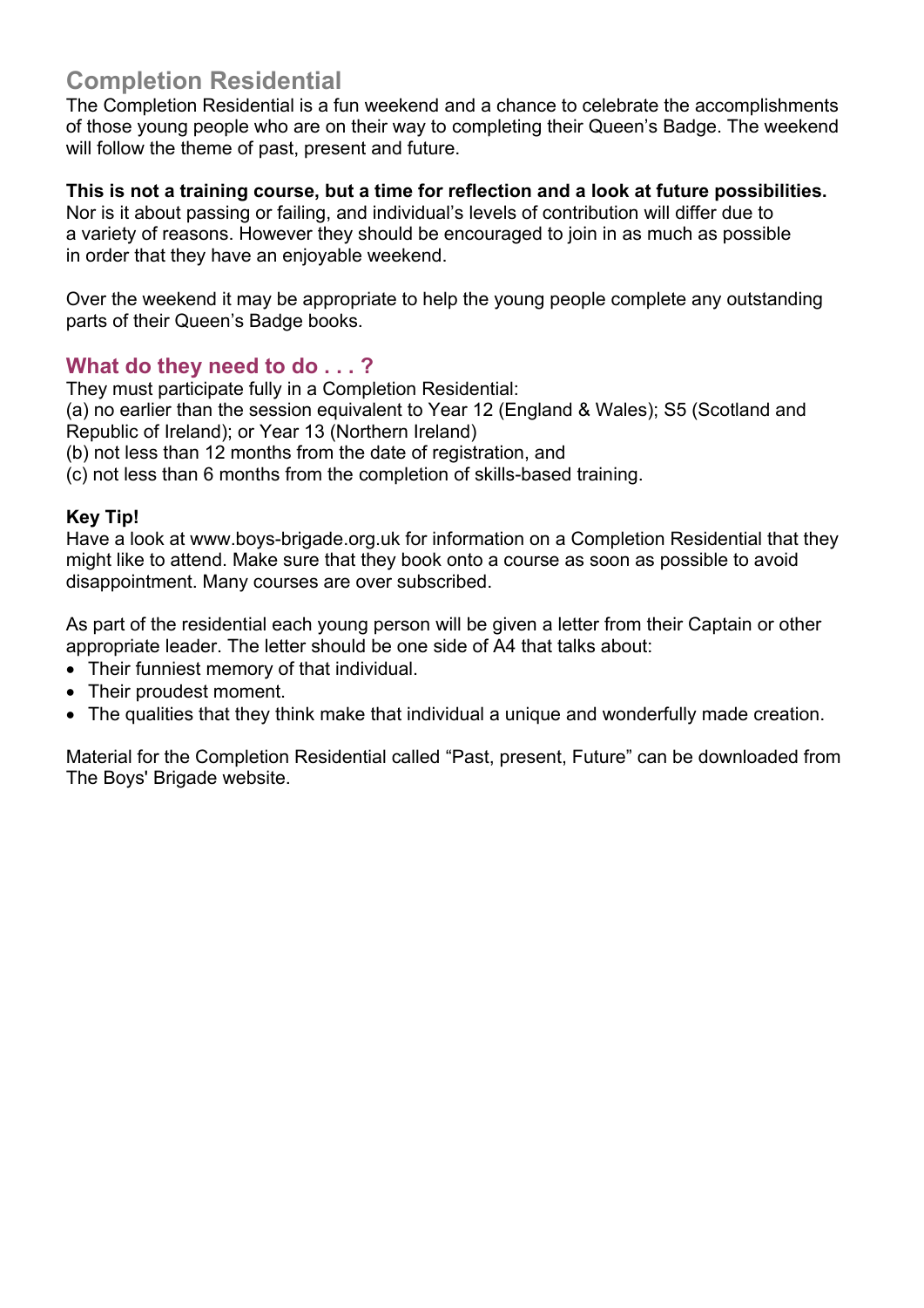## Completion Residential

The Completion Residential is a fun weekend and a chance to celebrate the accomplishments of those young people who are on their way to completing their Queen's Badge. The weekend will follow the theme of past, present and future.

**This is not a training course, but a time for reflection and a look at future possibilities.** Nor is it about passing or failing, and individual's levels of contribution will differ due to a variety of reasons. However they should be encouraged to join in as much as possible in order that they have an enjoyable weekend.

Over the weekend it may be appropriate to help the young people complete any outstanding parts of their Queen's Badge books.

### What do they need to do . . . ?

They must participate fully in a Completion Residential:
(a) no earlier than the session equivalent to Year 12 (England & Wales); S5 (Scotland and Republic of Ireland); or Year 13 (Northern Ireland)
(b) not less than 12 months from the date of registration, and
(c) not less than 6 months from the completion of skills-based training.

**Key Tip!**
Have a look at www.boys-brigade.org.uk for information on a Completion Residential that they might like to attend. Make sure that they book onto a course as soon as possible to avoid disappointment. Many courses are over subscribed.

As part of the residential each young person will be given a letter from their Captain or other appropriate leader. The letter should be one side of A4 that talks about:

- Their funniest memory of that individual.
- Their proudest moment.
- The qualities that they think make that individual a unique and wonderfully made creation.

Material for the Completion Residential called "Past, present, Future" can be downloaded from The Boys' Brigade website.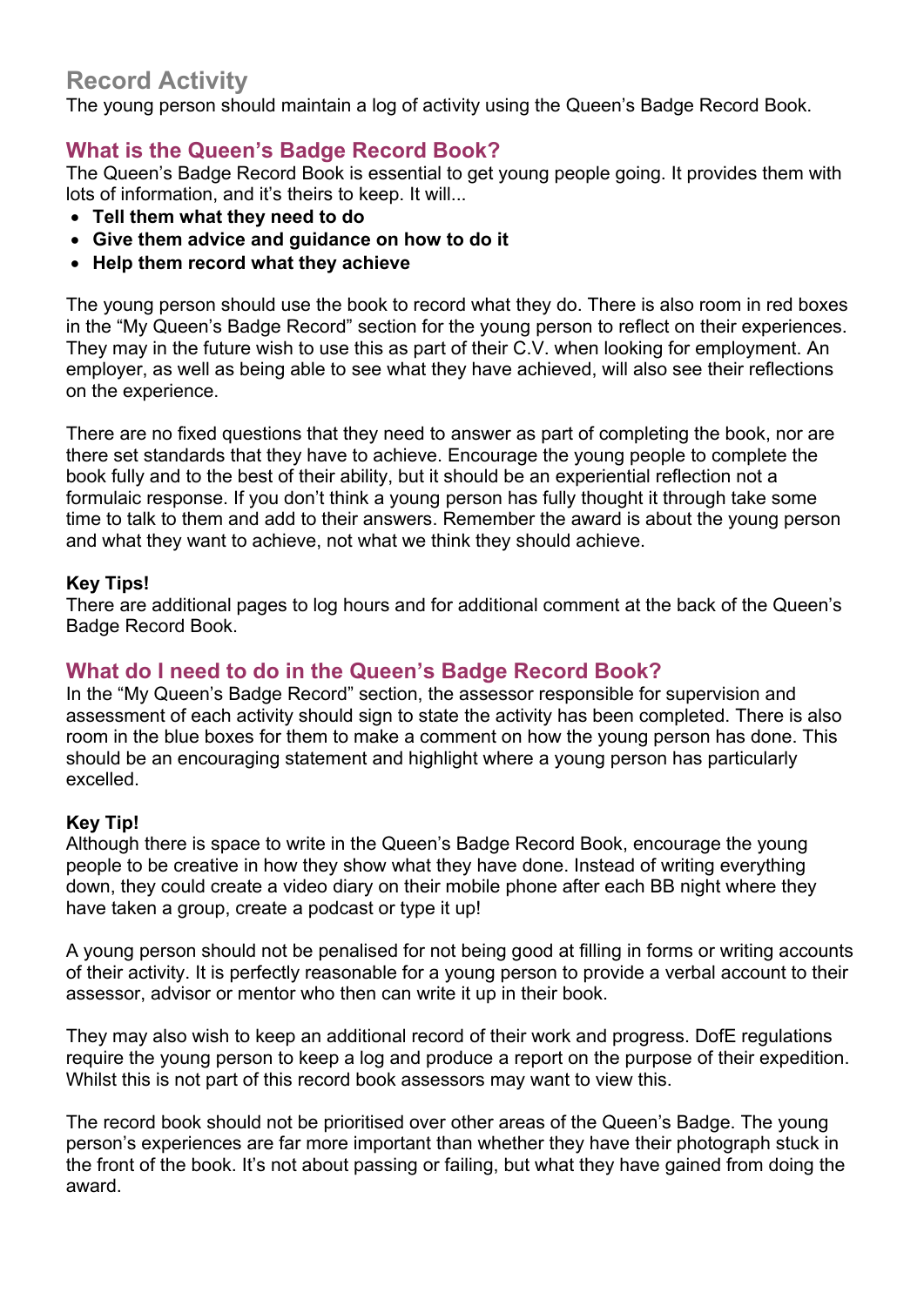## Record Activity

The young person should maintain a log of activity using the Queen's Badge Record Book.

### What is the Queen's Badge Record Book?

The Queen's Badge Record Book is essential to get young people going. It provides them with lots of information, and it's theirs to keep. It will...

- **Tell them what they need to do**
- **Give them advice and guidance on how to do it**
- **Help them record what they achieve**

The young person should use the book to record what they do. There is also room in red boxes in the "My Queen's Badge Record" section for the young person to reflect on their experiences. They may in the future wish to use this as part of their C.V. when looking for employment. An employer, as well as being able to see what they have achieved, will also see their reflections on the experience.

There are no fixed questions that they need to answer as part of completing the book, nor are there set standards that they have to achieve. Encourage the young people to complete the book fully and to the best of their ability, but it should be an experiential reflection not a formulaic response. If you don't think a young person has fully thought it through take some time to talk to them and add to their answers. Remember the award is about the young person and what they want to achieve, not what we think they should achieve.

**Key Tips!**

There are additional pages to log hours and for additional comment at the back of the Queen's Badge Record Book.

### What do I need to do in the Queen's Badge Record Book?

In the "My Queen's Badge Record" section, the assessor responsible for supervision and assessment of each activity should sign to state the activity has been completed. There is also room in the blue boxes for them to make a comment on how the young person has done. This should be an encouraging statement and highlight where a young person has particularly excelled.

**Key Tip!**

Although there is space to write in the Queen's Badge Record Book, encourage the young people to be creative in how they show what they have done. Instead of writing everything down, they could create a video diary on their mobile phone after each BB night where they have taken a group, create a podcast or type it up!

A young person should not be penalised for not being good at filling in forms or writing accounts of their activity. It is perfectly reasonable for a young person to provide a verbal account to their assessor, advisor or mentor who then can write it up in their book.

They may also wish to keep an additional record of their work and progress. DofE regulations require the young person to keep a log and produce a report on the purpose of their expedition. Whilst this is not part of this record book assessors may want to view this.

The record book should not be prioritised over other areas of the Queen's Badge. The young person's experiences are far more important than whether they have their photograph stuck in the front of the book. It's not about passing or failing, but what they have gained from doing the award.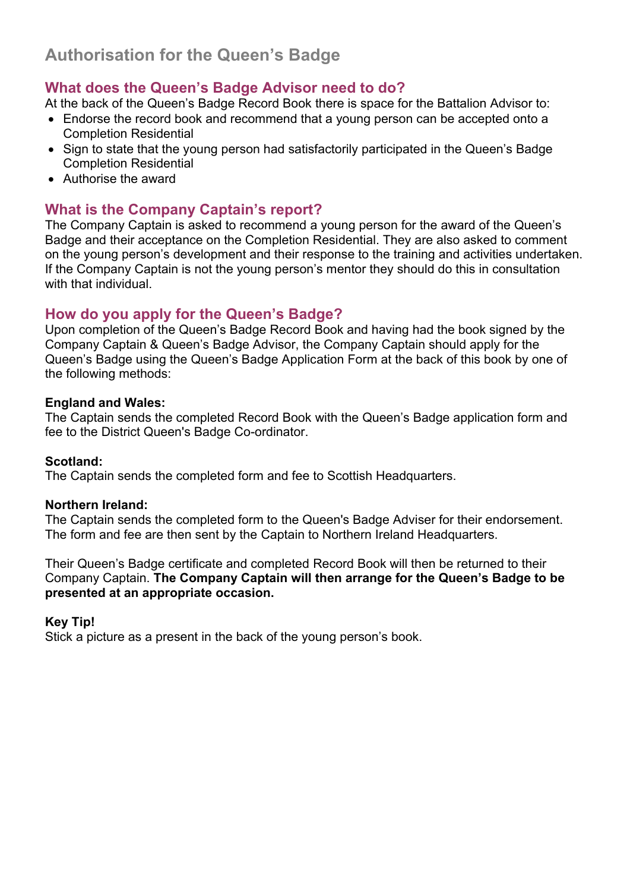## Authorisation for the Queen's Badge

### What does the Queen's Badge Advisor need to do?

At the back of the Queen's Badge Record Book there is space for the Battalion Advisor to:

- Endorse the record book and recommend that a young person can be accepted onto a Completion Residential
- Sign to state that the young person had satisfactorily participated in the Queen's Badge Completion Residential
- Authorise the award

### What is the Company Captain's report?

The Company Captain is asked to recommend a young person for the award of the Queen's Badge and their acceptance on the Completion Residential. They are also asked to comment on the young person's development and their response to the training and activities undertaken. If the Company Captain is not the young person's mentor they should do this in consultation with that individual.

### How do you apply for the Queen's Badge?

Upon completion of the Queen's Badge Record Book and having had the book signed by the Company Captain & Queen's Badge Advisor, the Company Captain should apply for the Queen's Badge using the Queen's Badge Application Form at the back of this book by one of the following methods:

**England and Wales:**
The Captain sends the completed Record Book with the Queen's Badge application form and fee to the District Queen's Badge Co-ordinator.

**Scotland:**
The Captain sends the completed form and fee to Scottish Headquarters.

**Northern Ireland:**
The Captain sends the completed form to the Queen's Badge Adviser for their endorsement. The form and fee are then sent by the Captain to Northern Ireland Headquarters.

Their Queen's Badge certificate and completed Record Book will then be returned to their Company Captain. **The Company Captain will then arrange for the Queen's Badge to be presented at an appropriate occasion.**

**Key Tip!**
Stick a picture as a present in the back of the young person's book.